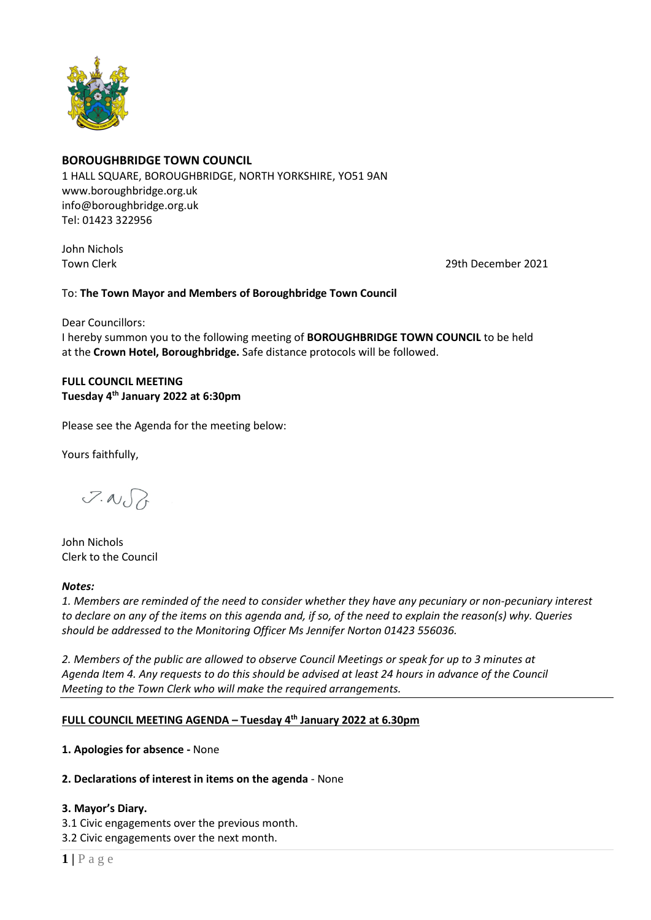**BOROUGHBRIDGE TOWN COUNCIL**
1 HALL SQUARE, BOROUGHBRIDGE, NORTH YORKSHIRE, YO51 9AN
www.boroughbridge.org.uk
info@boroughbridge.org.uk
Tel: 01423 322956

John Nichols
Town Clerk

29th December 2021

To: **The Town Mayor and Members of Boroughbridge Town Council**

Dear Councillors:
I hereby summon you to the following meeting of **BOROUGHBRIDGE TOWN COUNCIL** to be held at the **Crown Hotel, Boroughbridge.** Safe distance protocols will be followed.

**FULL COUNCIL MEETING**
**Tuesday 4th January 2022 at 6:30pm**

Please see the Agenda for the meeting below:

Yours faithfully,

John Nichols
Clerk to the Council

***Notes:***
*1. Members are reminded of the need to consider whether they have any pecuniary or non-pecuniary interest to declare on any of the items on this agenda and, if so, of the need to explain the reason(s) why. Queries should be addressed to the Monitoring Officer Ms Jennifer Norton 01423 556036.*

*2. Members of the public are allowed to observe Council Meetings or speak for up to 3 minutes at Agenda Item 4. Any requests to do this should be advised at least 24 hours in advance of the Council Meeting to the Town Clerk who will make the required arrangements.*

---

## FULL COUNCIL MEETING AGENDA – Tuesday 4th January 2022 at 6.30pm

**1. Apologies for absence -** None

**2. Declarations of interest in items on the agenda** - None

**3. Mayor's Diary.**
3.1 Civic engagements over the previous month.
3.2 Civic engagements over the next month.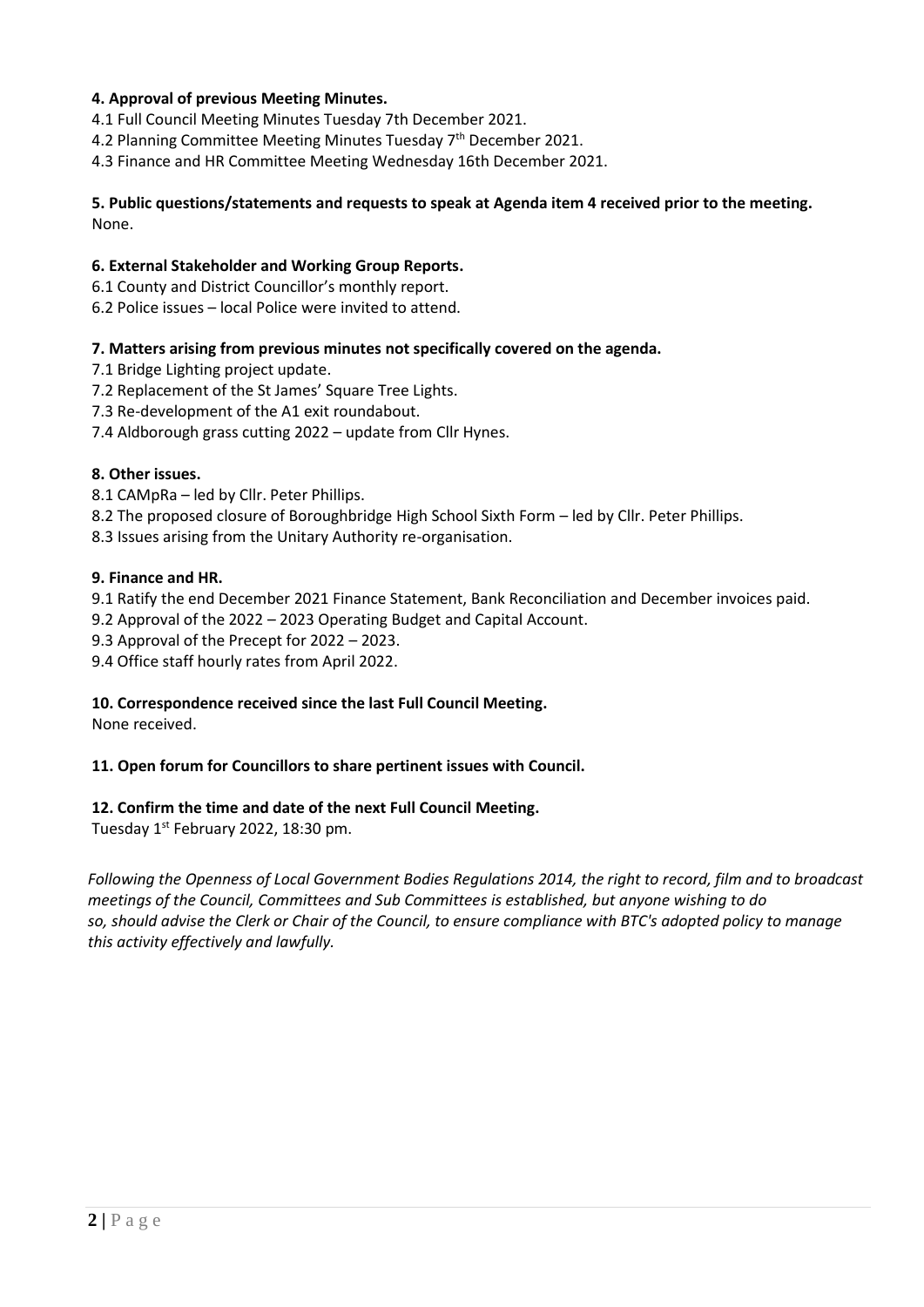**4. Approval of previous Meeting Minutes.**

4.1 Full Council Meeting Minutes Tuesday 7th December 2021.

4.2 Planning Committee Meeting Minutes Tuesday 7th December 2021.

4.3 Finance and HR Committee Meeting Wednesday 16th December 2021.

**5. Public questions/statements and requests to speak at Agenda item 4 received prior to the meeting.**

None.

**6. External Stakeholder and Working Group Reports.**

6.1 County and District Councillor's monthly report.

6.2 Police issues – local Police were invited to attend.

**7. Matters arising from previous minutes not specifically covered on the agenda.**

7.1 Bridge Lighting project update.

7.2 Replacement of the St James' Square Tree Lights.

7.3 Re-development of the A1 exit roundabout.

7.4 Aldborough grass cutting 2022 – update from Cllr Hynes.

**8. Other issues.**

8.1 CAMpRa – led by Cllr. Peter Phillips.

8.2 The proposed closure of Boroughbridge High School Sixth Form – led by Cllr. Peter Phillips.

8.3 Issues arising from the Unitary Authority re-organisation.

**9. Finance and HR.**

9.1 Ratify the end December 2021 Finance Statement, Bank Reconciliation and December invoices paid.

9.2 Approval of the 2022 – 2023 Operating Budget and Capital Account.

9.3 Approval of the Precept for 2022 – 2023.

9.4 Office staff hourly rates from April 2022.

**10. Correspondence received since the last Full Council Meeting.**

None received.

**11. Open forum for Councillors to share pertinent issues with Council.**

**12. Confirm the time and date of the next Full Council Meeting.**

Tuesday 1st February 2022, 18:30 pm.

*Following the Openness of Local Government Bodies Regulations 2014, the right to record, film and to broadcast meetings of the Council, Committees and Sub Committees is established, but anyone wishing to do so, should advise the Clerk or Chair of the Council, to ensure compliance with BTC's adopted policy to manage this activity effectively and lawfully.*